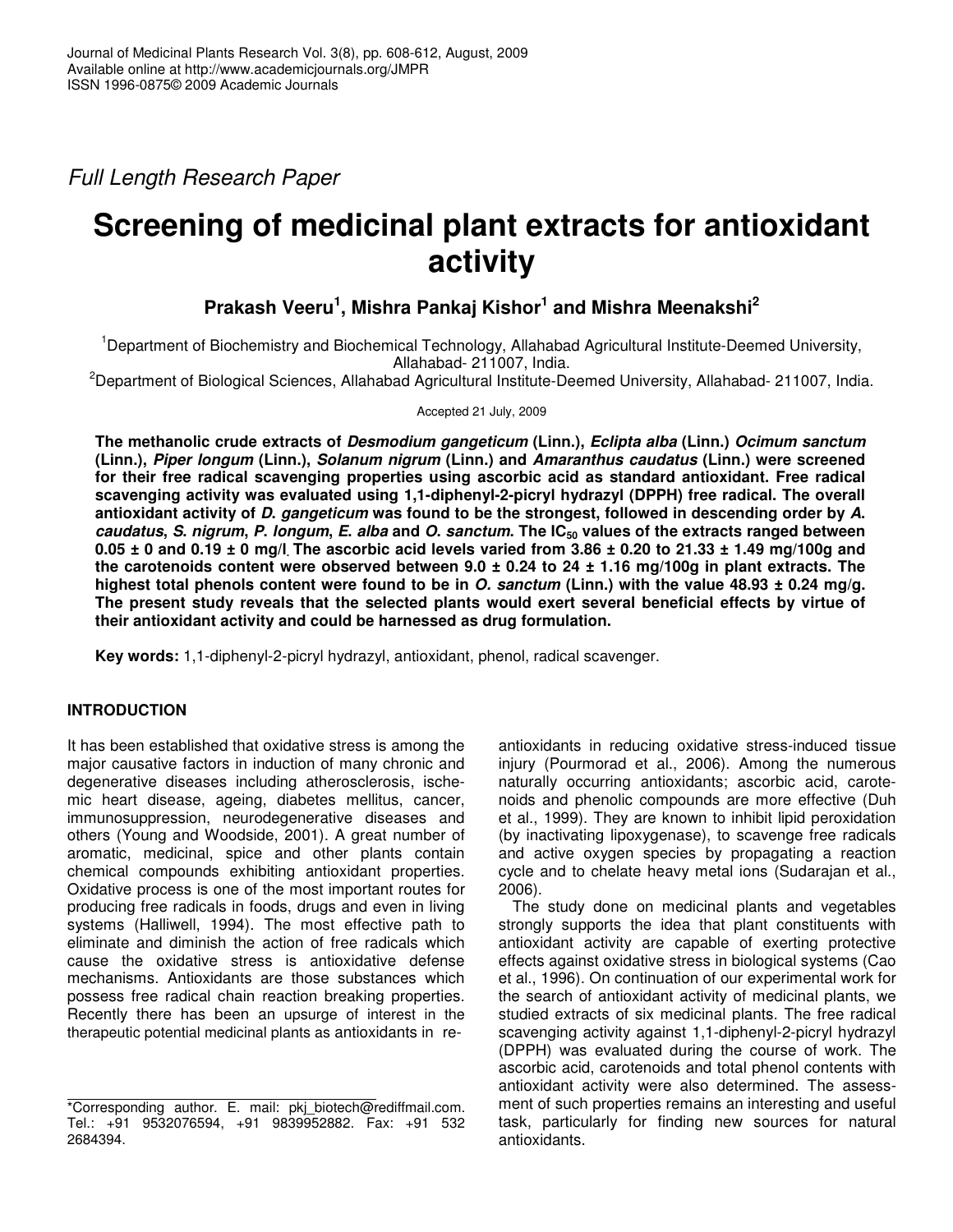*Full Length Research Paper*

# Screening of medicinal plant extracts for antioxidant activity

**Prakash Veeru[1], Mishra Pankaj Kishor[1] and Mishra Meenakshi[2]**

[1]Department of Biochemistry and Biochemical Technology, Allahabad Agricultural Institute-Deemed University, Allahabad- 211007, India.

[2]Department of Biological Sciences, Allahabad Agricultural Institute-Deemed University, Allahabad- 211007, India.

Accepted 21 July, 2009

**The methanolic crude extracts of *Desmodium gangeticum* (Linn.), *Eclipta alba* (Linn.) *Ocimum sanctum* (Linn.), *Piper longum* (Linn.), *Solanum nigrum* (Linn.) and *Amaranthus caudatus* (Linn.) were screened for their free radical scavenging properties using ascorbic acid as standard antioxidant. Free radical scavenging activity was evaluated using 1,1-diphenyl-2-picryl hydrazyl (DPPH) free radical. The overall antioxidant activity of *D. gangeticum* was found to be the strongest, followed in descending order by *A. caudatus*, *S. nigrum*, *P. longum*, *E. alba* and *O. sanctum*. The $IC_{50}$ values of the extracts ranged between 0.05 ± 0 and 0.19 ± 0 mg/l. The ascorbic acid levels varied from 3.86 ± 0.20 to 21.33 ± 1.49 mg/100g and the carotenoids content were observed between 9.0 ± 0.24 to 24 ± 1.16 mg/100g in plant extracts. The highest total phenols content were found to be in *O. sanctum* (Linn.) with the value 48.93 ± 0.24 mg/g. The present study reveals that the selected plants would exert several beneficial effects by virtue of their antioxidant activity and could be harnessed as drug formulation.**

**Key words:** 1,1-diphenyl-2-picryl hydrazyl, antioxidant, phenol, radical scavenger.

## INTRODUCTION

It has been established that oxidative stress is among the major causative factors in induction of many chronic and degenerative diseases including atherosclerosis, ischemic heart disease, ageing, diabetes mellitus, cancer, immunosuppression, neurodegenerative diseases and others (Young and Woodside, 2001). A great number of aromatic, medicinal, spice and other plants contain chemical compounds exhibiting antioxidant properties. Oxidative process is one of the most important routes for producing free radicals in foods, drugs and even in living systems (Halliwell, 1994). The most effective path to eliminate and diminish the action of free radicals which cause the oxidative stress is antioxidative defense mechanisms. Antioxidants are those substances which possess free radical chain reaction breaking properties. Recently there has been an upsurge of interest in the therapeutic potential medicinal plants as antioxidants in reducing oxidative stress-induced tissue injury (Pourmorad et al., 2006). Among the numerous naturally occurring antioxidants; ascorbic acid, carotenoids and phenolic compounds are more effective (Duh et al., 1999). They are known to inhibit lipid peroxidation (by inactivating lipoxygenase), to scavenge free radicals and active oxygen species by propagating a reaction cycle and to chelate heavy metal ions (Sudarajan et al., 2006).

The study done on medicinal plants and vegetables strongly supports the idea that plant constituents with antioxidant activity are capable of exerting protective effects against oxidative stress in biological systems (Cao et al., 1996). On continuation of our experimental work for the search of antioxidant activity of medicinal plants, we studied extracts of six medicinal plants. The free radical scavenging activity against 1,1-diphenyl-2-picryl hydrazyl (DPPH) was evaluated during the course of work. The ascorbic acid, carotenoids and total phenol contents with antioxidant activity were also determined. The assessment of such properties remains an interesting and useful task, particularly for finding new sources for natural antioxidants.

*Corresponding author. E. mail: pkj_biotech@rediffmail.com. Tel.: +91 9532076594, +91 9839952882. Fax: +91 532 2684394.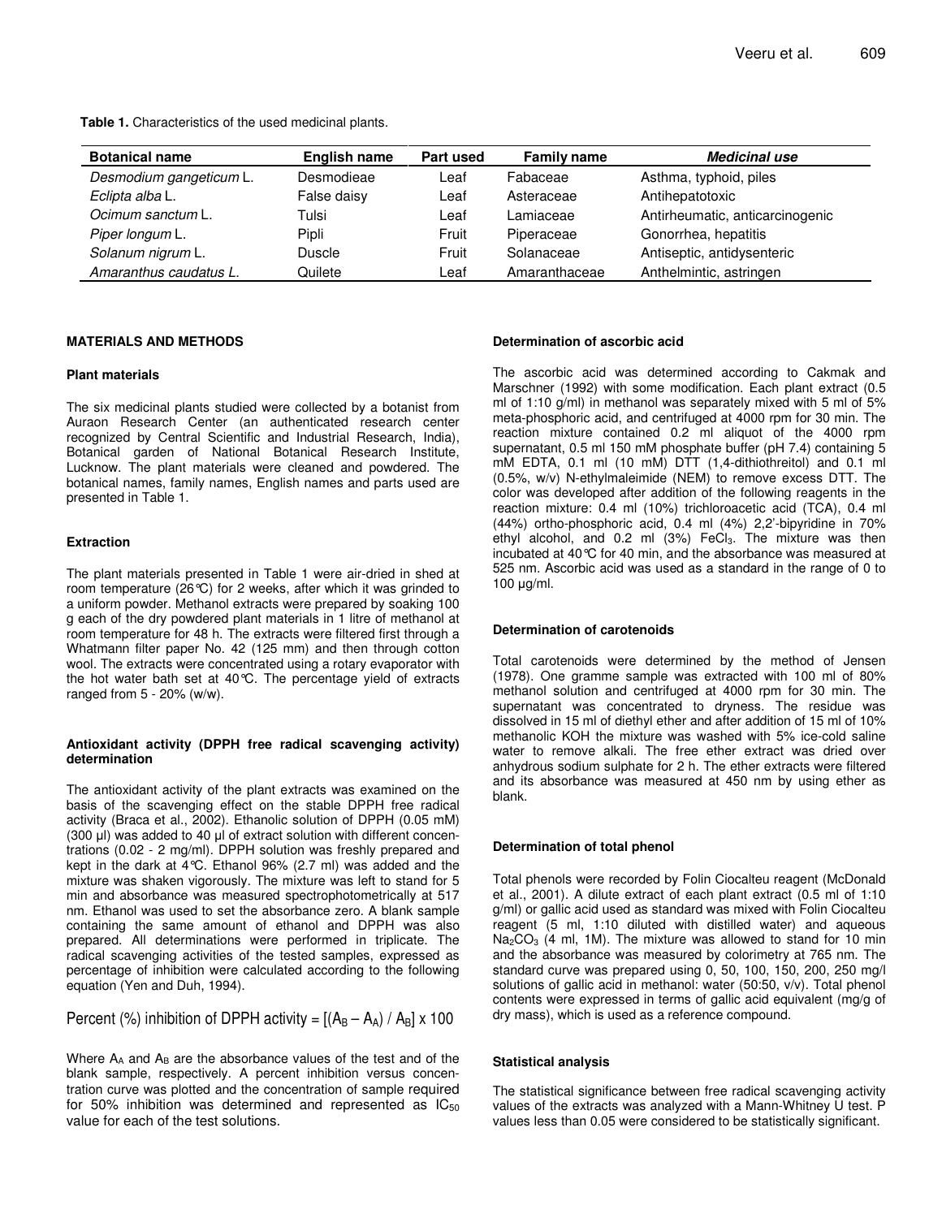**Table 1.** Characteristics of the used medicinal plants.

| Botanical name | English name | Part used | Family name | *Medicinal use* |
|---|---|---|---|---|
| *Desmodium gangeticum* L. | Desmodieae | Leaf | Fabaceae | Asthma, typhoid, piles |
| *Eclipta alba* L. | False daisy | Leaf | Asteraceae | Antihepatotoxic |
| *Ocimum sanctum* L. | Tulsi | Leaf | Lamiaceae | Antirheumatic, anticarcinogenic |
| *Piper longum* L. | Pipli | Fruit | Piperaceae | Gonorrhea, hepatitis |
| *Solanum nigrum* L. | Duscle | Fruit | Solanaceae | Antiseptic, antidysenteric |
| *Amaranthus caudatus L.* | Quilete | Leaf | Amaranthaceae | Anthelmintic, astringen |

## MATERIALS AND METHODS

### Plant materials

The six medicinal plants studied were collected by a botanist from Auraon Research Center (an authenticated research center recognized by Central Scientific and Industrial Research, India), Botanical garden of National Botanical Research Institute, Lucknow. The plant materials were cleaned and powdered. The botanical names, family names, English names and parts used are presented in Table 1.

### Extraction

The plant materials presented in Table 1 were air-dried in shed at room temperature (26°C) for 2 weeks, after which it was grinded to a uniform powder. Methanol extracts were prepared by soaking 100 g each of the dry powdered plant materials in 1 litre of methanol at room temperature for 48 h. The extracts were filtered first through a Whatmann filter paper No. 42 (125 mm) and then through cotton wool. The extracts were concentrated using a rotary evaporator with the hot water bath set at 40°C. The percentage yield of extracts ranged from 5 - 20% (w/w).

### Antioxidant activity (DPPH free radical scavenging activity) determination

The antioxidant activity of the plant extracts was examined on the basis of the scavenging effect on the stable DPPH free radical activity (Braca et al., 2002). Ethanolic solution of DPPH (0.05 mM) (300 µl) was added to 40 µl of extract solution with different concentrations (0.02 - 2 mg/ml). DPPH solution was freshly prepared and kept in the dark at 4°C. Ethanol 96% (2.7 ml) was added and the mixture was shaken vigorously. The mixture was left to stand for 5 min and absorbance was measured spectrophotometrically at 517 nm. Ethanol was used to set the absorbance zero. A blank sample containing the same amount of ethanol and DPPH was also prepared. All determinations were performed in triplicate. The radical scavenging activities of the tested samples, expressed as percentage of inhibition were calculated according to the following equation (Yen and Duh, 1994).

$$\text{Percent (\%) inhibition of DPPH activity} = [(A_B - A_A) / A_B] \times 100$$

Where $A_A$ and $A_B$ are the absorbance values of the test and of the blank sample, respectively. A percent inhibition versus concentration curve was plotted and the concentration of sample required for 50% inhibition was determined and represented as $IC_{50}$ value for each of the test solutions.

### Determination of ascorbic acid

The ascorbic acid was determined according to Cakmak and Marschner (1992) with some modification. Each plant extract (0.5 ml of 1:10 g/ml) in methanol was separately mixed with 5 ml of 5% meta-phosphoric acid, and centrifuged at 4000 rpm for 30 min. The reaction mixture contained 0.2 ml aliquot of the 4000 rpm supernatant, 0.5 ml 150 mM phosphate buffer (pH 7.4) containing 5 mM EDTA, 0.1 ml (10 mM) DTT (1,4-dithiothreitol) and 0.1 ml (0.5%, w/v) N-ethylmaleimide (NEM) to remove excess DTT. The color was developed after addition of the following reagents in the reaction mixture: 0.4 ml (10%) trichloroacetic acid (TCA), 0.4 ml (44%) ortho-phosphoric acid, 0.4 ml (4%) 2,2'-bipyridine in 70% ethyl alcohol, and 0.2 ml (3%) $FeCl_3$. The mixture was then incubated at 40°C for 40 min, and the absorbance was measured at 525 nm. Ascorbic acid was used as a standard in the range of 0 to 100 µg/ml.

### Determination of carotenoids

Total carotenoids were determined by the method of Jensen (1978). One gramme sample was extracted with 100 ml of 80% methanol solution and centrifuged at 4000 rpm for 30 min. The supernatant was concentrated to dryness. The residue was dissolved in 15 ml of diethyl ether and after addition of 15 ml of 10% methanolic KOH the mixture was washed with 5% ice-cold saline water to remove alkali. The free ether extract was dried over anhydrous sodium sulphate for 2 h. The ether extracts were filtered and its absorbance was measured at 450 nm by using ether as blank.

### Determination of total phenol

Total phenols were recorded by Folin Ciocalteu reagent (McDonald et al., 2001). A dilute extract of each plant extract (0.5 ml of 1:10 g/ml) or gallic acid used as standard was mixed with Folin Ciocalteu reagent (5 ml, 1:10 diluted with distilled water) and aqueous $Na_2CO_3$ (4 ml, 1M). The mixture was allowed to stand for 10 min and the absorbance was measured by colorimetry at 765 nm. The standard curve was prepared using 0, 50, 100, 150, 200, 250 mg/l solutions of gallic acid in methanol: water (50:50, v/v). Total phenol contents were expressed in terms of gallic acid equivalent (mg/g of dry mass), which is used as a reference compound.

### Statistical analysis

The statistical significance between free radical scavenging activity values of the extracts was analyzed with a Mann-Whitney U test. P values less than 0.05 were considered to be statistically significant.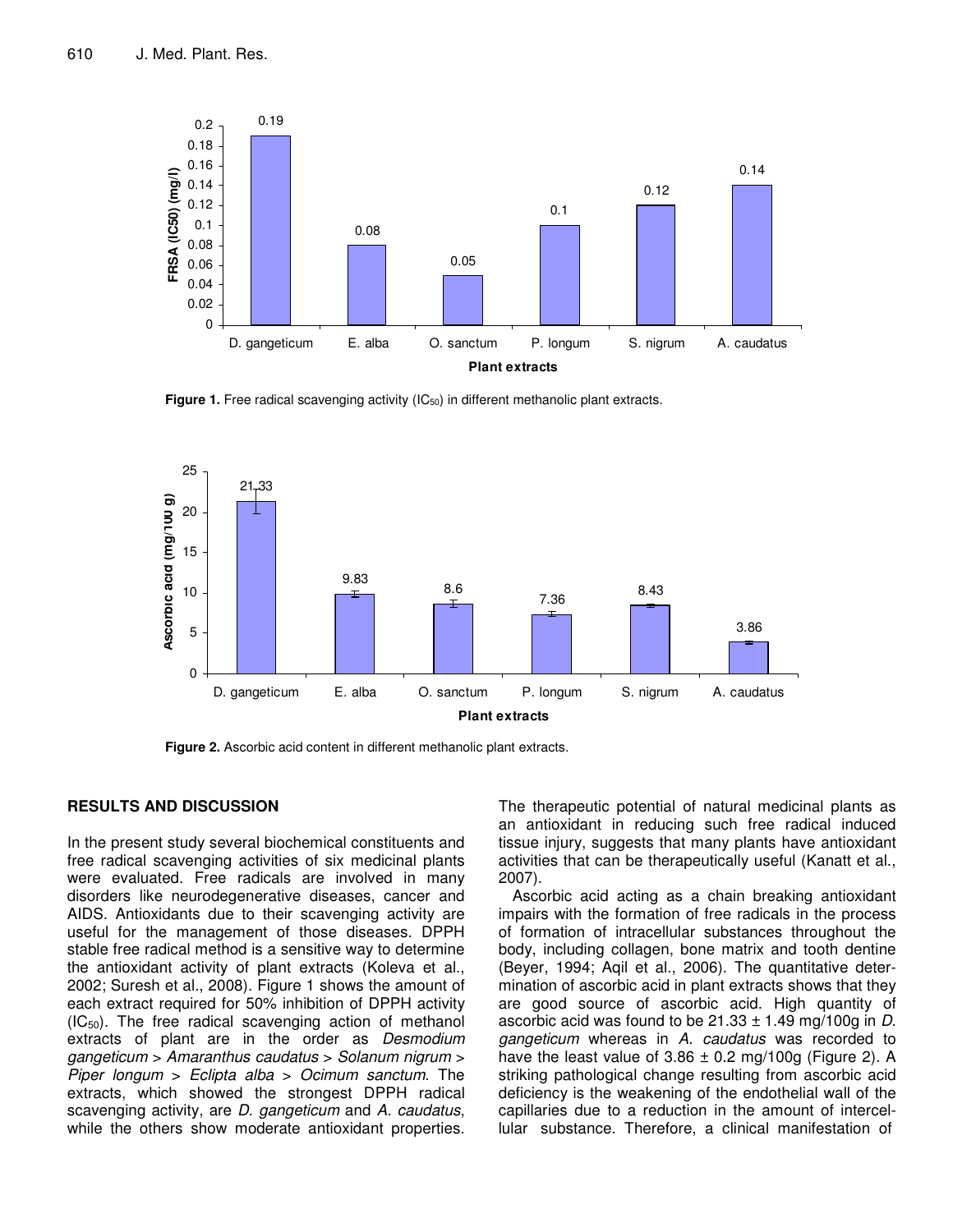Figure 1. Free radical scavenging activity ($IC_{50}$) in different methanolic plant extracts.

Figure 2. Ascorbic acid content in different methanolic plant extracts.

## RESULTS AND DISCUSSION

In the present study several biochemical constituents and free radical scavenging activities of six medicinal plants were evaluated. Free radicals are involved in many disorders like neurodegenerative diseases, cancer and AIDS. Antioxidants due to their scavenging activity are useful for the management of those diseases. DPPH stable free radical method is a sensitive way to determine the antioxidant activity of plant extracts (Koleva et al., 2002; Suresh et al., 2008). Figure 1 shows the amount of each extract required for 50% inhibition of DPPH activity ($IC_{50}$). The free radical scavenging action of methanol extracts of plant are in the order as *Desmodium gangeticum* > *Amaranthus caudatus* > *Solanum nigrum* > *Piper longum* > *Eclipta alba* > *Ocimum sanctum*. The extracts, which showed the strongest DPPH radical scavenging activity, are *D. gangeticum* and *A. caudatus*, while the others show moderate antioxidant properties. The therapeutic potential of natural medicinal plants as an antioxidant in reducing such free radical induced tissue injury, suggests that many plants have antioxidant activities that can be therapeutically useful (Kanatt et al., 2007).

Ascorbic acid acting as a chain breaking antioxidant impairs with the formation of free radicals in the process of formation of intracellular substances throughout the body, including collagen, bone matrix and tooth dentine (Beyer, 1994; Aqil et al., 2006). The quantitative determination of ascorbic acid in plant extracts shows that they are good source of ascorbic acid. High quantity of ascorbic acid was found to be $21.33 \pm 1.49$ mg/100g in *D. gangeticum* whereas in *A. caudatus* was recorded to have the least value of $3.86 \pm 0.2$ mg/100g (Figure 2). A striking pathological change resulting from ascorbic acid deficiency is the weakening of the endothelial wall of the capillaries due to a reduction in the amount of intercellular substance. Therefore, a clinical manifestation of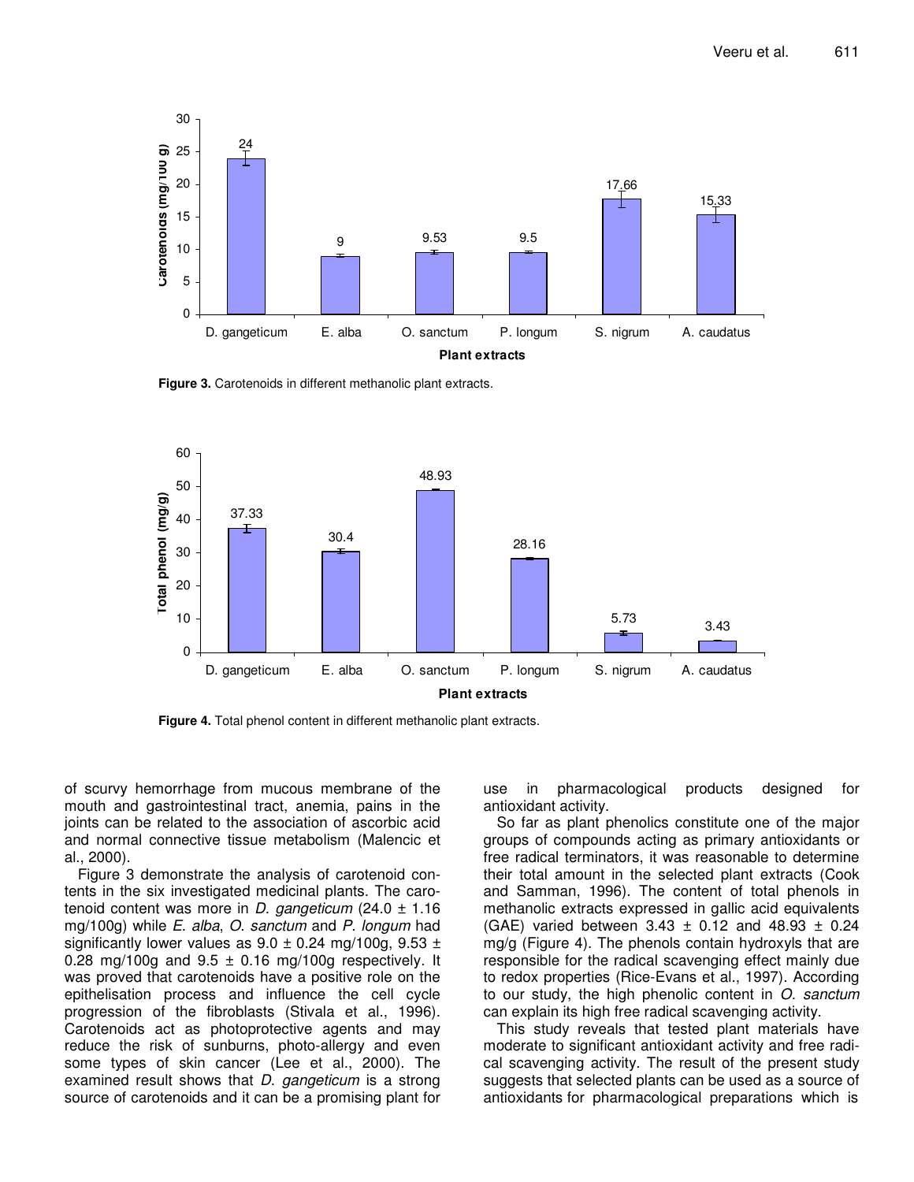Figure 3. Carotenoids in different methanolic plant extracts.

Figure 4. Total phenol content in different methanolic plant extracts.

of scurvy hemorrhage from mucous membrane of the mouth and gastrointestinal tract, anemia, pains in the joints can be related to the association of ascorbic acid and normal connective tissue metabolism (Malencic et al., 2000).

Figure 3 demonstrate the analysis of carotenoid contents in the six investigated medicinal plants. The carotenoid content was more in *D. gangeticum* (24.0 ± 1.16 mg/100g) while *E. alba*, *O. sanctum* and *P. longum* had significantly lower values as 9.0 ± 0.24 mg/100g, 9.53 ± 0.28 mg/100g and 9.5 ± 0.16 mg/100g respectively. It was proved that carotenoids have a positive role on the epithelisation process and influence the cell cycle progression of the fibroblasts (Stivala et al., 1996). Carotenoids act as photoprotective agents and may reduce the risk of sunburns, photo-allergy and even some types of skin cancer (Lee et al., 2000). The examined result shows that *D. gangeticum* is a strong source of carotenoids and it can be a promising plant for use in pharmacological products designed for antioxidant activity.

So far as plant phenolics constitute one of the major groups of compounds acting as primary antioxidants or free radical terminators, it was reasonable to determine their total amount in the selected plant extracts (Cook and Samman, 1996). The content of total phenols in methanolic extracts expressed in gallic acid equivalents (GAE) varied between 3.43 ± 0.12 and 48.93 ± 0.24 mg/g (Figure 4). The phenols contain hydroxyls that are responsible for the radical scavenging effect mainly due to redox properties (Rice-Evans et al., 1997). According to our study, the high phenolic content in *O. sanctum* can explain its high free radical scavenging activity.

This study reveals that tested plant materials have moderate to significant antioxidant activity and free radical scavenging activity. The result of the present study suggests that selected plants can be used as a source of antioxidants for pharmacological preparations which is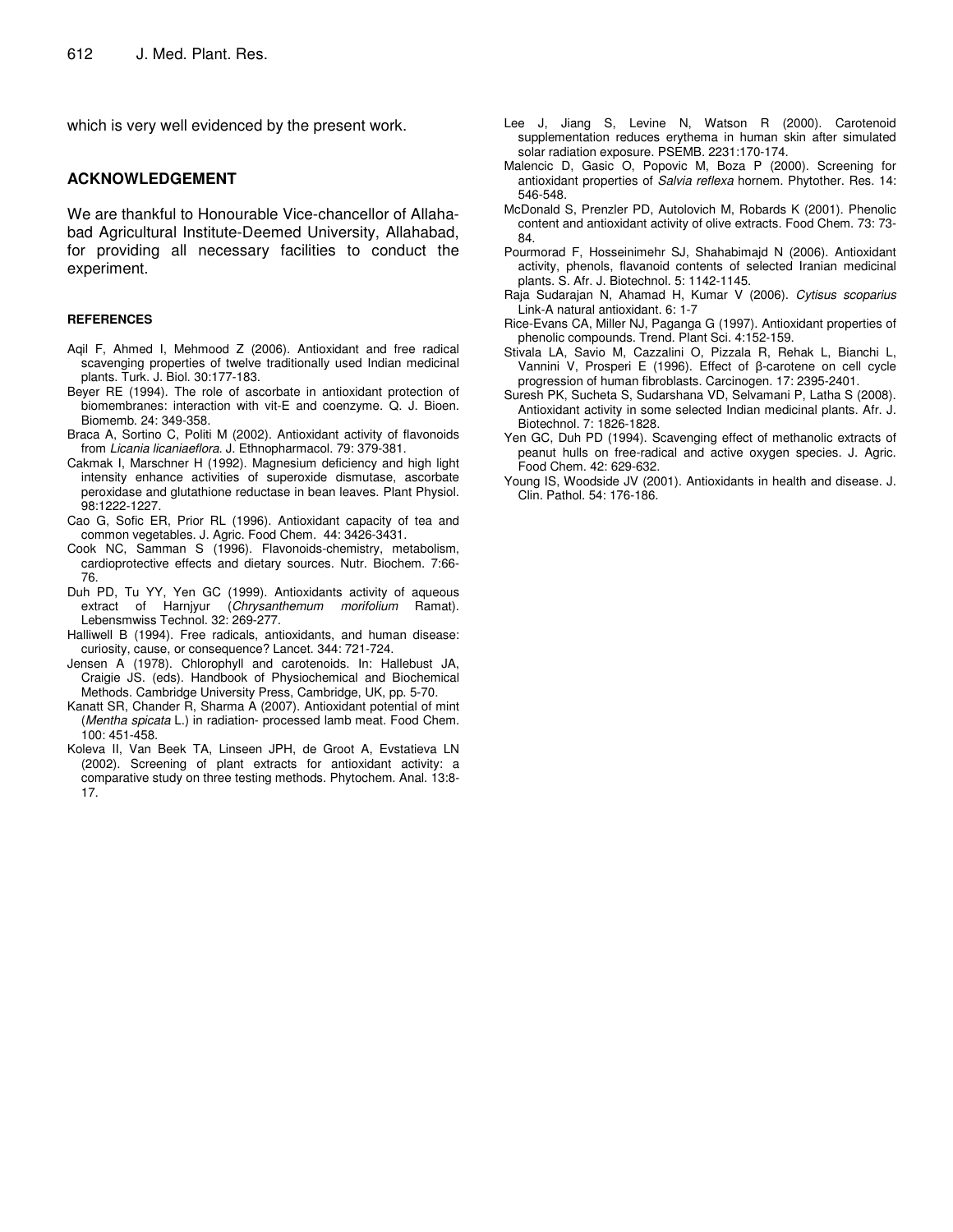which is very well evidenced by the present work.

## ACKNOWLEDGEMENT

We are thankful to Honourable Vice-chancellor of Allahabad Agricultural Institute-Deemed University, Allahabad, for providing all necessary facilities to conduct the experiment.

## REFERENCES

Aqil F, Ahmed I, Mehmood Z (2006). Antioxidant and free radical scavenging properties of twelve traditionally used Indian medicinal plants. Turk. J. Biol. 30:177-183.

Beyer RE (1994). The role of ascorbate in antioxidant protection of biomembranes: interaction with vit-E and coenzyme. Q. J. Bioen. Biomemb. 24: 349-358.

Braca A, Sortino C, Politi M (2002). Antioxidant activity of flavonoids from *Licania licaniaeflora*. J. Ethnopharmacol. 79: 379-381.

Cakmak I, Marschner H (1992). Magnesium deficiency and high light intensity enhance activities of superoxide dismutase, ascorbate peroxidase and glutathione reductase in bean leaves. Plant Physiol. 98:1222-1227.

Cao G, Sofic ER, Prior RL (1996). Antioxidant capacity of tea and common vegetables. J. Agric. Food Chem. 44: 3426-3431.

Cook NC, Samman S (1996). Flavonoids-chemistry, metabolism, cardioprotective effects and dietary sources. Nutr. Biochem. 7:66-76.

Duh PD, Tu YY, Yen GC (1999). Antioxidants activity of aqueous extract of Harnjyur (*Chrysanthemum morifolium* Ramat). Lebensmwiss Technol. 32: 269-277.

Halliwell B (1994). Free radicals, antioxidants, and human disease: curiosity, cause, or consequence? Lancet. 344: 721-724.

Jensen A (1978). Chlorophyll and carotenoids. In: Hallebust JA, Craigie JS. (eds). Handbook of Physiochemical and Biochemical Methods. Cambridge University Press, Cambridge, UK, pp. 5-70.

Kanatt SR, Chander R, Sharma A (2007). Antioxidant potential of mint (*Mentha spicata* L.) in radiation- processed lamb meat. Food Chem. 100: 451-458.

Koleva II, Van Beek TA, Linseen JPH, de Groot A, Evstatieva LN (2002). Screening of plant extracts for antioxidant activity: a comparative study on three testing methods. Phytochem. Anal. 13:8-17.

Lee J, Jiang S, Levine N, Watson R (2000). Carotenoid supplementation reduces erythema in human skin after simulated solar radiation exposure. PSEMB. 2231:170-174.

Malencic D, Gasic O, Popovic M, Boza P (2000). Screening for antioxidant properties of *Salvia reflexa* hornem. Phytother. Res. 14: 546-548.

McDonald S, Prenzler PD, Autolovich M, Robards K (2001). Phenolic content and antioxidant activity of olive extracts. Food Chem. 73: 73-84.

Pourmorad F, Hosseinimehr SJ, Shahabimajd N (2006). Antioxidant activity, phenols, flavanoid contents of selected Iranian medicinal plants. S. Afr. J. Biotechnol. 5: 1142-1145.

Raja Sudarajan N, Ahamad H, Kumar V (2006). *Cytisus scoparius* Link-A natural antioxidant. 6: 1-7

Rice-Evans CA, Miller NJ, Paganga G (1997). Antioxidant properties of phenolic compounds. Trend. Plant Sci. 4:152-159.

Stivala LA, Savio M, Cazzalini O, Pizzala R, Rehak L, Bianchi L, Vannini V, Prosperi E (1996). Effect of β-carotene on cell cycle progression of human fibroblasts. Carcinogen. 17: 2395-2401.

Suresh PK, Sucheta S, Sudarshana VD, Selvamani P, Latha S (2008). Antioxidant activity in some selected Indian medicinal plants. Afr. J. Biotechnol. 7: 1826-1828.

Yen GC, Duh PD (1994). Scavenging effect of methanolic extracts of peanut hulls on free-radical and active oxygen species. J. Agric. Food Chem. 42: 629-632.

Young IS, Woodside JV (2001). Antioxidants in health and disease. J. Clin. Pathol. 54: 176-186.